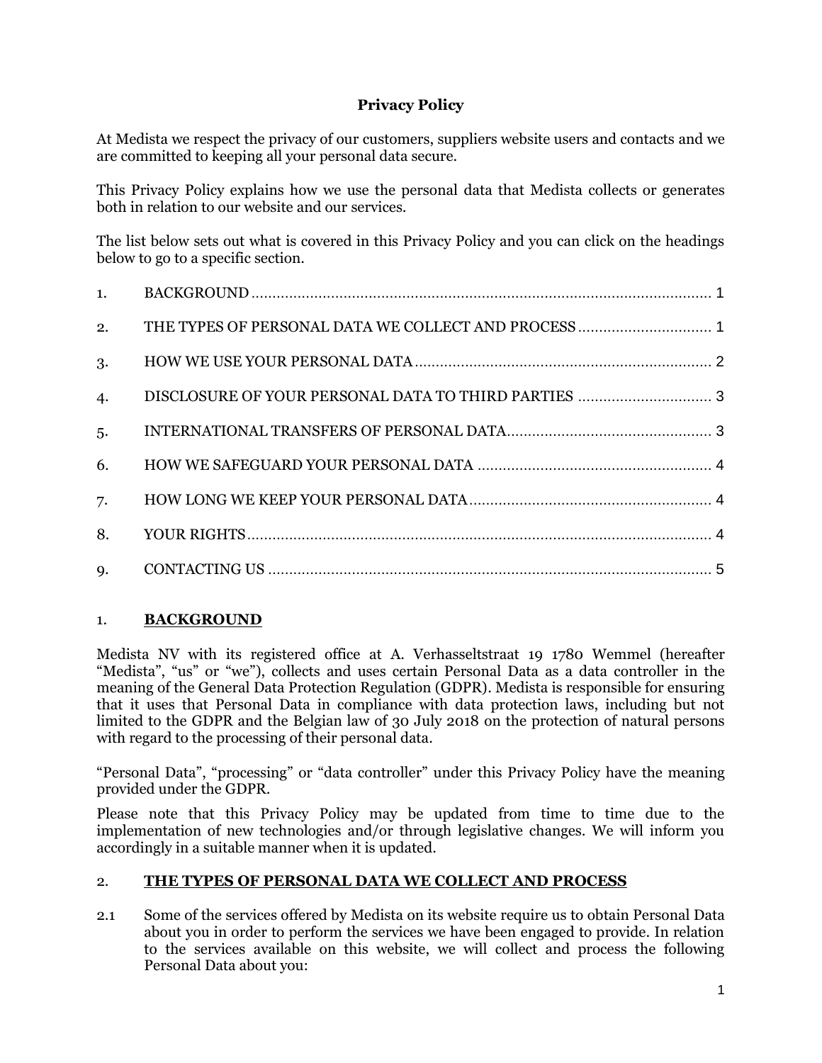**Privacy Policy**

At Medista we respect the privacy of our customers, suppliers website users and contacts and we are committed to keeping all your personal data secure.

This Privacy Policy explains how we use the personal data that Medista collects or generates both in relation to our website and our services.

The list below sets out what is covered in this Privacy Policy and you can click on the headings below to go to a specific section.

1. BACKGROUND ............................................................................................................ 1
2. THE TYPES OF PERSONAL DATA WE COLLECT AND PROCESS ................................ 1
3. HOW WE USE YOUR PERSONAL DATA ...................................................................... 2
4. DISCLOSURE OF YOUR PERSONAL DATA TO THIRD PARTIES ................................ 3
5. INTERNATIONAL TRANSFERS OF PERSONAL DATA................................................. 3
6. HOW WE SAFEGUARD YOUR PERSONAL DATA ........................................................ 4
7. HOW LONG WE KEEP YOUR PERSONAL DATA .......................................................... 4
8. YOUR RIGHTS .............................................................................................................. 4
9. CONTACTING US ......................................................................................................... 5

## 1. BACKGROUND

Medista NV with its registered office at A. Verhasseltstraat 19 1780 Wemmel (hereafter "Medista", "us" or "we"), collects and uses certain Personal Data as a data controller in the meaning of the General Data Protection Regulation (GDPR). Medista is responsible for ensuring that it uses that Personal Data in compliance with data protection laws, including but not limited to the GDPR and the Belgian law of 30 July 2018 on the protection of natural persons with regard to the processing of their personal data.

"Personal Data", "processing" or "data controller" under this Privacy Policy have the meaning provided under the GDPR.

Please note that this Privacy Policy may be updated from time to time due to the implementation of new technologies and/or through legislative changes. We will inform you accordingly in a suitable manner when it is updated.

## 2. THE TYPES OF PERSONAL DATA WE COLLECT AND PROCESS

2.1 Some of the services offered by Medista on its website require us to obtain Personal Data about you in order to perform the services we have been engaged to provide. In relation to the services available on this website, we will collect and process the following Personal Data about you: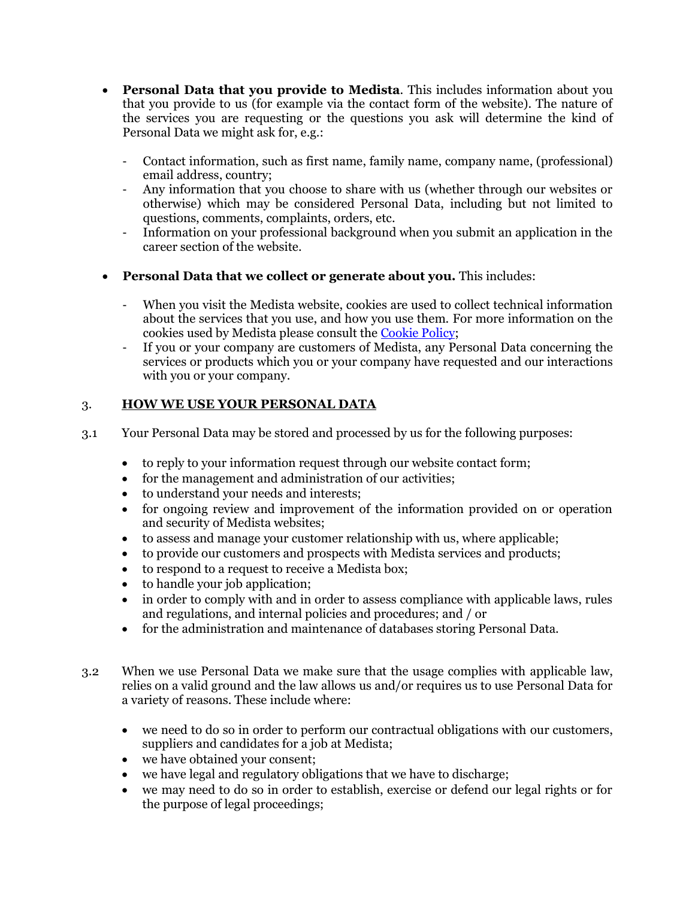- **Personal Data that you provide to Medista**. This includes information about you that you provide to us (for example via the contact form of the website). The nature of the services you are requesting or the questions you ask will determine the kind of Personal Data we might ask for, e.g.:

  - Contact information, such as first name, family name, company name, (professional) email address, country;
  - Any information that you choose to share with us (whether through our websites or otherwise) which may be considered Personal Data, including but not limited to questions, comments, complaints, orders, etc.
  - Information on your professional background when you submit an application in the career section of the website.

- **Personal Data that we collect or generate about you.** This includes:

  - When you visit the Medista website, cookies are used to collect technical information about the services that you use, and how you use them. For more information on the cookies used by Medista please consult the [Cookie Policy];
  - If you or your company are customers of Medista, any Personal Data concerning the services or products which you or your company have requested and our interactions with you or your company.

## 3. HOW WE USE YOUR PERSONAL DATA

3.1 Your Personal Data may be stored and processed by us for the following purposes:

- to reply to your information request through our website contact form;
- for the management and administration of our activities;
- to understand your needs and interests;
- for ongoing review and improvement of the information provided on or operation and security of Medista websites;
- to assess and manage your customer relationship with us, where applicable;
- to provide our customers and prospects with Medista services and products;
- to respond to a request to receive a Medista box;
- to handle your job application;
- in order to comply with and in order to assess compliance with applicable laws, rules and regulations, and internal policies and procedures; and / or
- for the administration and maintenance of databases storing Personal Data.

3.2 When we use Personal Data we make sure that the usage complies with applicable law, relies on a valid ground and the law allows us and/or requires us to use Personal Data for a variety of reasons. These include where:

- we need to do so in order to perform our contractual obligations with our customers, suppliers and candidates for a job at Medista;
- we have obtained your consent;
- we have legal and regulatory obligations that we have to discharge;
- we may need to do so in order to establish, exercise or defend our legal rights or for the purpose of legal proceedings;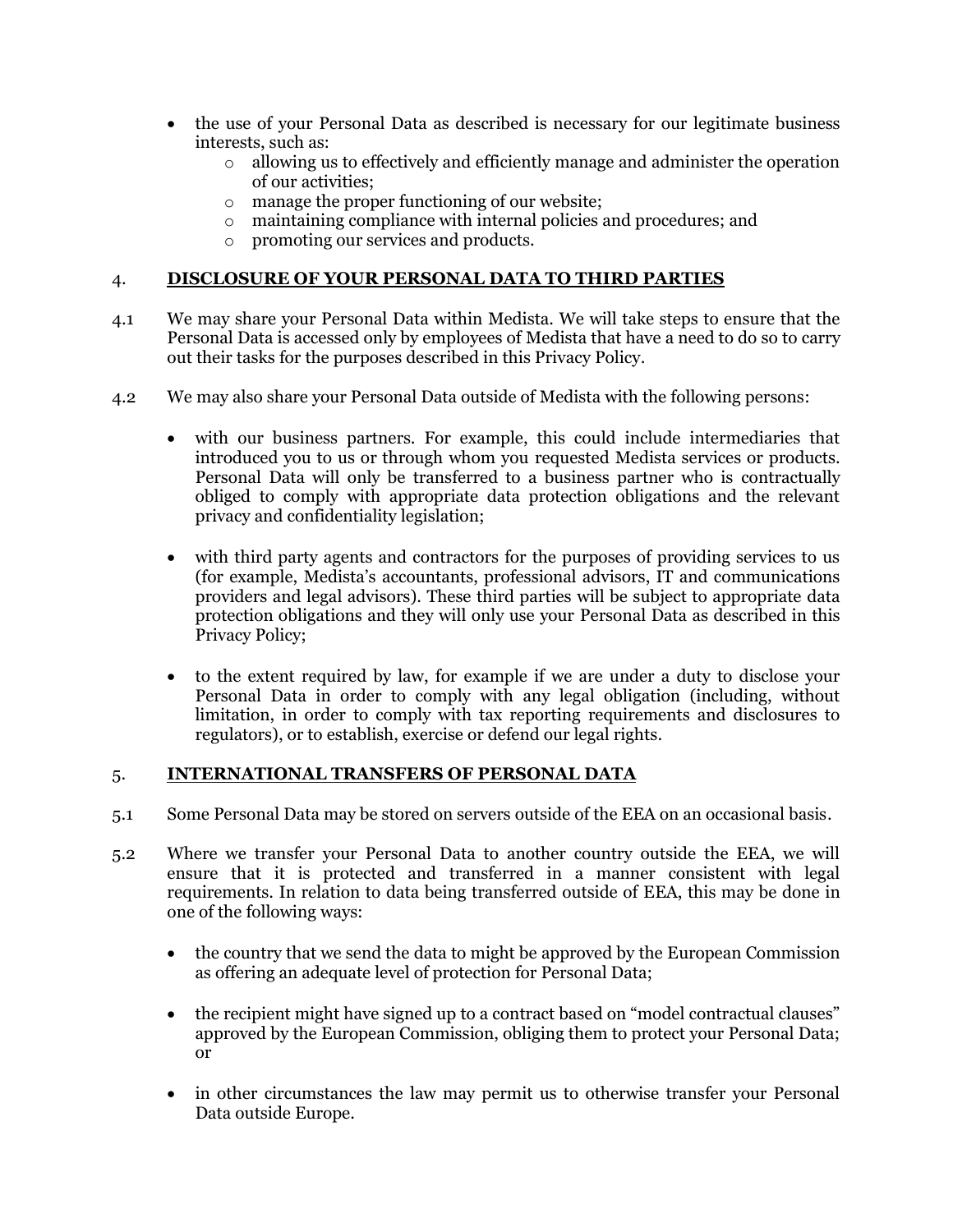- the use of your Personal Data as described is necessary for our legitimate business interests, such as:
  - allowing us to effectively and efficiently manage and administer the operation of our activities;
  - manage the proper functioning of our website;
  - maintaining compliance with internal policies and procedures; and
  - promoting our services and products.

## 4. DISCLOSURE OF YOUR PERSONAL DATA TO THIRD PARTIES

4.1 We may share your Personal Data within Medista. We will take steps to ensure that the Personal Data is accessed only by employees of Medista that have a need to do so to carry out their tasks for the purposes described in this Privacy Policy.

4.2 We may also share your Personal Data outside of Medista with the following persons:

- with our business partners. For example, this could include intermediaries that introduced you to us or through whom you requested Medista services or products. Personal Data will only be transferred to a business partner who is contractually obliged to comply with appropriate data protection obligations and the relevant privacy and confidentiality legislation;

- with third party agents and contractors for the purposes of providing services to us (for example, Medista's accountants, professional advisors, IT and communications providers and legal advisors). These third parties will be subject to appropriate data protection obligations and they will only use your Personal Data as described in this Privacy Policy;

- to the extent required by law, for example if we are under a duty to disclose your Personal Data in order to comply with any legal obligation (including, without limitation, in order to comply with tax reporting requirements and disclosures to regulators), or to establish, exercise or defend our legal rights.

## 5. INTERNATIONAL TRANSFERS OF PERSONAL DATA

5.1 Some Personal Data may be stored on servers outside of the EEA on an occasional basis.

5.2 Where we transfer your Personal Data to another country outside the EEA, we will ensure that it is protected and transferred in a manner consistent with legal requirements. In relation to data being transferred outside of EEA, this may be done in one of the following ways:

- the country that we send the data to might be approved by the European Commission as offering an adequate level of protection for Personal Data;

- the recipient might have signed up to a contract based on "model contractual clauses" approved by the European Commission, obliging them to protect your Personal Data; or

- in other circumstances the law may permit us to otherwise transfer your Personal Data outside Europe.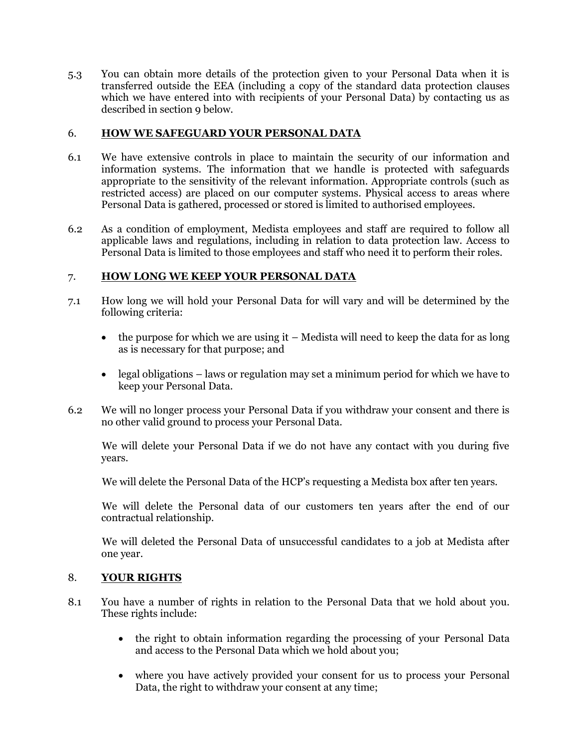5.3 You can obtain more details of the protection given to your Personal Data when it is transferred outside the EEA (including a copy of the standard data protection clauses which we have entered into with recipients of your Personal Data) by contacting us as described in section 9 below.

## 6. HOW WE SAFEGUARD YOUR PERSONAL DATA

6.1 We have extensive controls in place to maintain the security of our information and information systems. The information that we handle is protected with safeguards appropriate to the sensitivity of the relevant information. Appropriate controls (such as restricted access) are placed on our computer systems. Physical access to areas where Personal Data is gathered, processed or stored is limited to authorised employees.

6.2 As a condition of employment, Medista employees and staff are required to follow all applicable laws and regulations, including in relation to data protection law. Access to Personal Data is limited to those employees and staff who need it to perform their roles.

## 7. HOW LONG WE KEEP YOUR PERSONAL DATA

7.1 How long we will hold your Personal Data for will vary and will be determined by the following criteria:

- the purpose for which we are using it – Medista will need to keep the data for as long as is necessary for that purpose; and
- legal obligations – laws or regulation may set a minimum period for which we have to keep your Personal Data.

6.2 We will no longer process your Personal Data if you withdraw your consent and there is no other valid ground to process your Personal Data.

We will delete your Personal Data if we do not have any contact with you during five years.

We will delete the Personal Data of the HCP's requesting a Medista box after ten years.

We will delete the Personal data of our customers ten years after the end of our contractual relationship.

We will deleted the Personal Data of unsuccessful candidates to a job at Medista after one year.

## 8. YOUR RIGHTS

8.1 You have a number of rights in relation to the Personal Data that we hold about you. These rights include:

- the right to obtain information regarding the processing of your Personal Data and access to the Personal Data which we hold about you;
- where you have actively provided your consent for us to process your Personal Data, the right to withdraw your consent at any time;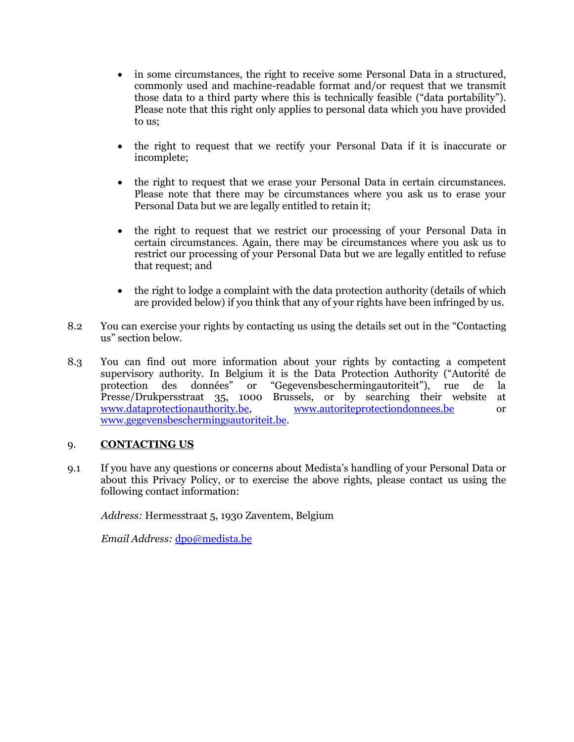- in some circumstances, the right to receive some Personal Data in a structured, commonly used and machine-readable format and/or request that we transmit those data to a third party where this is technically feasible ("data portability"). Please note that this right only applies to personal data which you have provided to us;

- the right to request that we rectify your Personal Data if it is inaccurate or incomplete;

- the right to request that we erase your Personal Data in certain circumstances. Please note that there may be circumstances where you ask us to erase your Personal Data but we are legally entitled to retain it;

- the right to request that we restrict our processing of your Personal Data in certain circumstances. Again, there may be circumstances where you ask us to restrict our processing of your Personal Data but we are legally entitled to refuse that request; and

- the right to lodge a complaint with the data protection authority (details of which are provided below) if you think that any of your rights have been infringed by us.

8.2 You can exercise your rights by contacting us using the details set out in the "Contacting us" section below.

8.3 You can find out more information about your rights by contacting a competent supervisory authority. In Belgium it is the Data Protection Authority ("Autorité de protection des données" or "Gegevensbeschermingautoriteit"), rue de la Presse/Drukpersstraat 35, 1000 Brussels, or by searching their website at www.dataprotectionauthority.be, www.autoriteprotectiondonnees.be or www.gegevensbeschermingsautoriteit.be.

## 9. **CONTACTING US**

9.1 If you have any questions or concerns about Medista's handling of your Personal Data or about this Privacy Policy, or to exercise the above rights, please contact us using the following contact information:

*Address:* Hermesstraat 5, 1930 Zaventem, Belgium

*Email Address:* dpo@medista.be